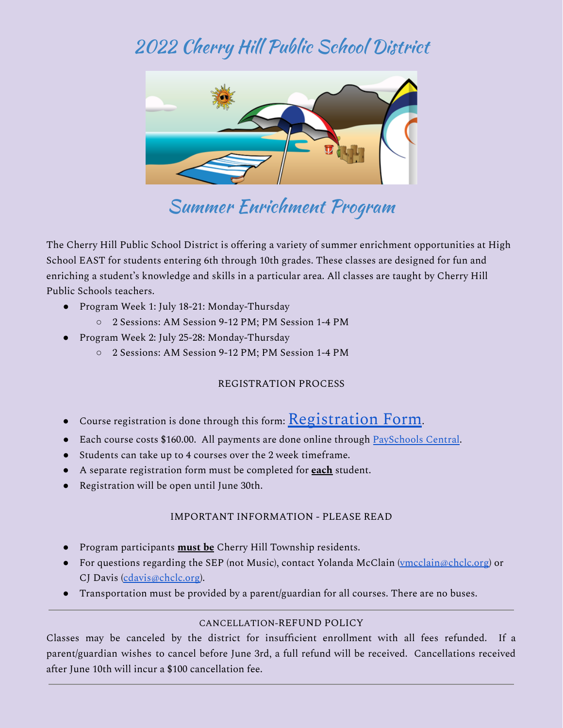# 2022 Cherry Hill Public School District

## Summer Enrichment Program

The Cherry Hill Public School District is offering a variety of summer enrichment opportunities at High School EAST for students entering 6th through 10th grades. These classes are designed for fun and enriching a student's knowledge and skills in a particular area. All classes are taught by Cherry Hill Public Schools teachers.

- Program Week 1: July 18-21: Monday-Thursday
  - 2 Sessions: AM Session 9-12 PM; PM Session 1-4 PM
- Program Week 2: July 25-28: Monday-Thursday
  - 2 Sessions: AM Session 9-12 PM; PM Session 1-4 PM

### REGISTRATION PROCESS

- Course registration is done through this form: Registration Form.
- Each course costs $160.00. All payments are done online through PaySchools Central.
- Students can take up to 4 courses over the 2 week timeframe.
- A separate registration form must be completed for **each** student.
- Registration will be open until June 30th.

### IMPORTANT INFORMATION - PLEASE READ

- Program participants **must be** Cherry Hill Township residents.
- For questions regarding the SEP (not Music), contact Yolanda McClain (vmcclain@chclc.org) or CJ Davis (cdavis@chclc.org).
- Transportation must be provided by a parent/guardian for all courses. There are no buses.

---

### CANCELLATION-REFUND POLICY

Classes may be canceled by the district for insufficient enrollment with all fees refunded. If a parent/guardian wishes to cancel before June 3rd, a full refund will be received. Cancellations received after June 10th will incur a $100 cancellation fee.

---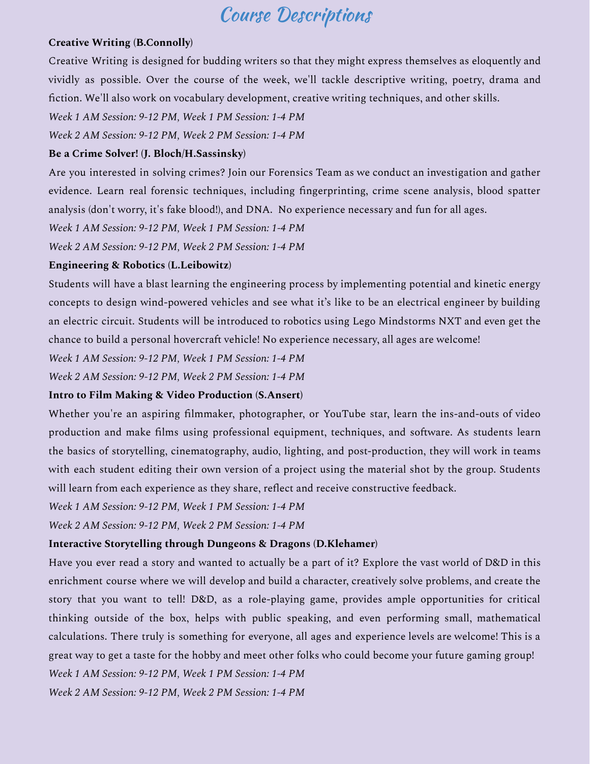# Course Descriptions

**Creative Writing (B.Connolly)**

Creative Writing is designed for budding writers so that they might express themselves as eloquently and vividly as possible. Over the course of the week, we'll tackle descriptive writing, poetry, drama and fiction. We'll also work on vocabulary development, creative writing techniques, and other skills.

*Week 1 AM Session: 9-12 PM, Week 1 PM Session: 1-4 PM*

*Week 2 AM Session: 9-12 PM, Week 2 PM Session: 1-4 PM*

**Be a Crime Solver! (J. Bloch/H.Sassinsky)**

Are you interested in solving crimes? Join our Forensics Team as we conduct an investigation and gather evidence. Learn real forensic techniques, including fingerprinting, crime scene analysis, blood spatter analysis (don't worry, it's fake blood!), and DNA. No experience necessary and fun for all ages.

*Week 1 AM Session: 9-12 PM, Week 1 PM Session: 1-4 PM*

*Week 2 AM Session: 9-12 PM, Week 2 PM Session: 1-4 PM*

**Engineering & Robotics (L.Leibowitz)**

Students will have a blast learning the engineering process by implementing potential and kinetic energy concepts to design wind-powered vehicles and see what it's like to be an electrical engineer by building an electric circuit. Students will be introduced to robotics using Lego Mindstorms NXT and even get the chance to build a personal hovercraft vehicle! No experience necessary, all ages are welcome!

*Week 1 AM Session: 9-12 PM, Week 1 PM Session: 1-4 PM*

*Week 2 AM Session: 9-12 PM, Week 2 PM Session: 1-4 PM*

**Intro to Film Making & Video Production (S.Ansert)**

Whether you're an aspiring filmmaker, photographer, or YouTube star, learn the ins-and-outs of video production and make films using professional equipment, techniques, and software. As students learn the basics of storytelling, cinematography, audio, lighting, and post-production, they will work in teams with each student editing their own version of a project using the material shot by the group. Students will learn from each experience as they share, reflect and receive constructive feedback.

*Week 1 AM Session: 9-12 PM, Week 1 PM Session: 1-4 PM*

*Week 2 AM Session: 9-12 PM, Week 2 PM Session: 1-4 PM*

**Interactive Storytelling through Dungeons & Dragons (D.Klehamer)**

Have you ever read a story and wanted to actually be a part of it? Explore the vast world of D&D in this enrichment course where we will develop and build a character, creatively solve problems, and create the story that you want to tell! D&D, as a role-playing game, provides ample opportunities for critical thinking outside of the box, helps with public speaking, and even performing small, mathematical calculations. There truly is something for everyone, all ages and experience levels are welcome! This is a great way to get a taste for the hobby and meet other folks who could become your future gaming group!

*Week 1 AM Session: 9-12 PM, Week 1 PM Session: 1-4 PM*

*Week 2 AM Session: 9-12 PM, Week 2 PM Session: 1-4 PM*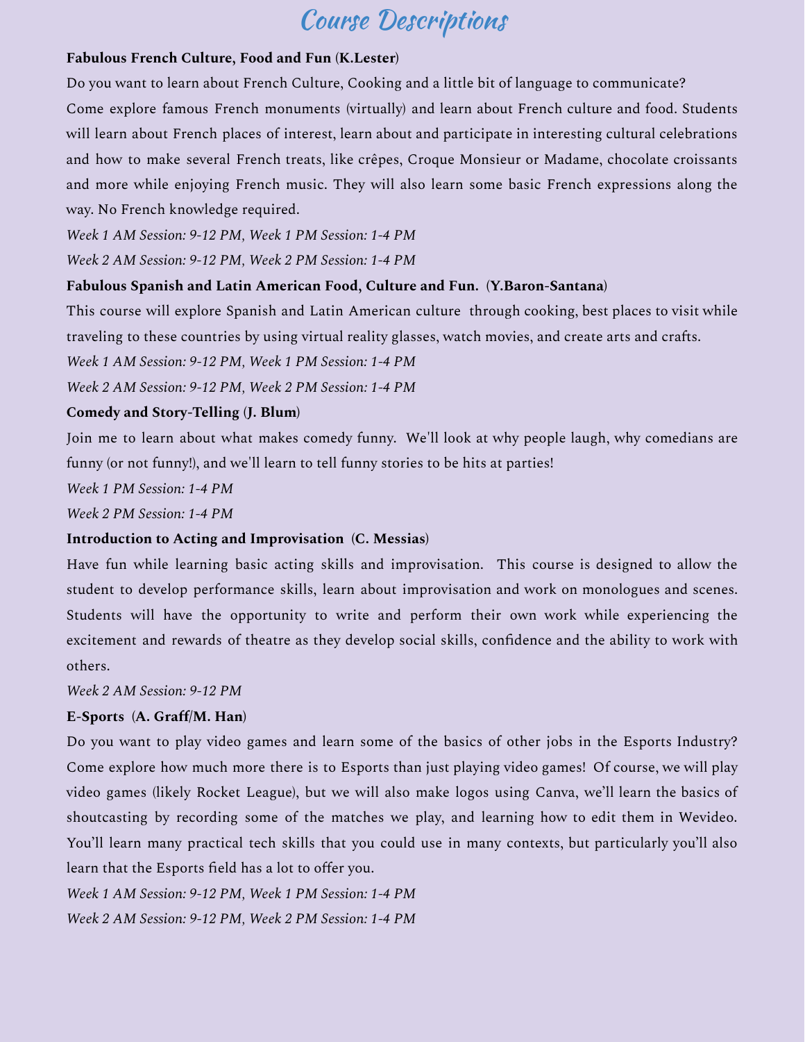# Course Descriptions

**Fabulous French Culture, Food and Fun (K.Lester)**

Do you want to learn about French Culture, Cooking and a little bit of language to communicate? Come explore famous French monuments (virtually) and learn about French culture and food. Students will learn about French places of interest, learn about and participate in interesting cultural celebrations and how to make several French treats, like crêpes, Croque Monsieur or Madame, chocolate croissants and more while enjoying French music. They will also learn some basic French expressions along the way. No French knowledge required.

*Week 1 AM Session: 9-12 PM, Week 1 PM Session: 1-4 PM*

*Week 2 AM Session: 9-12 PM, Week 2 PM Session: 1-4 PM*

**Fabulous Spanish and Latin American Food, Culture and Fun. (Y.Baron-Santana)**

This course will explore Spanish and Latin American culture through cooking, best places to visit while traveling to these countries by using virtual reality glasses, watch movies, and create arts and crafts.

*Week 1 AM Session: 9-12 PM, Week 1 PM Session: 1-4 PM*

*Week 2 AM Session: 9-12 PM, Week 2 PM Session: 1-4 PM*

**Comedy and Story-Telling (J. Blum)**

Join me to learn about what makes comedy funny. We'll look at why people laugh, why comedians are funny (or not funny!), and we'll learn to tell funny stories to be hits at parties!

*Week 1 PM Session: 1-4 PM*

*Week 2 PM Session: 1-4 PM*

**Introduction to Acting and Improvisation (C. Messias)**

Have fun while learning basic acting skills and improvisation. This course is designed to allow the student to develop performance skills, learn about improvisation and work on monologues and scenes. Students will have the opportunity to write and perform their own work while experiencing the excitement and rewards of theatre as they develop social skills, confidence and the ability to work with others.

*Week 2 AM Session: 9-12 PM*

**E-Sports (A. Graff/M. Han)**

Do you want to play video games and learn some of the basics of other jobs in the Esports Industry? Come explore how much more there is to Esports than just playing video games! Of course, we will play video games (likely Rocket League), but we will also make logos using Canva, we'll learn the basics of shoutcasting by recording some of the matches we play, and learning how to edit them in Wevideo. You'll learn many practical tech skills that you could use in many contexts, but particularly you'll also learn that the Esports field has a lot to offer you.

*Week 1 AM Session: 9-12 PM, Week 1 PM Session: 1-4 PM*

*Week 2 AM Session: 9-12 PM, Week 2 PM Session: 1-4 PM*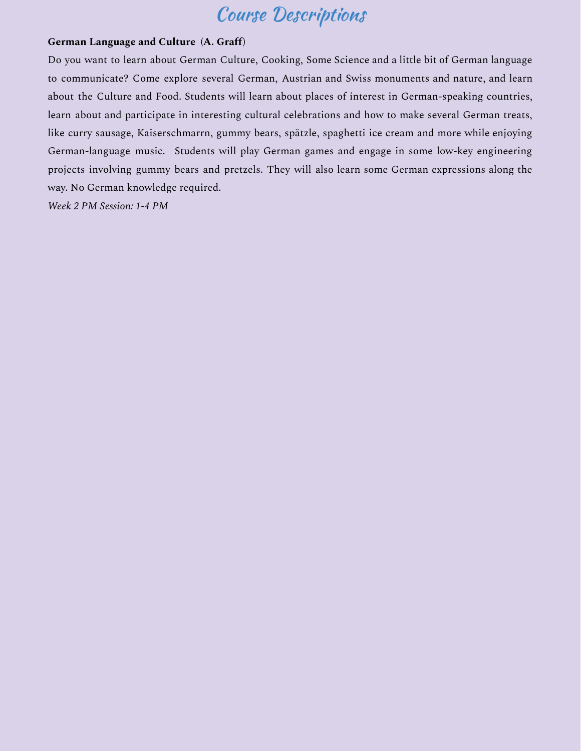# Course Descriptions

**German Language and Culture (A. Graff)**

Do you want to learn about German Culture, Cooking, Some Science and a little bit of German language to communicate? Come explore several German, Austrian and Swiss monuments and nature, and learn about the Culture and Food. Students will learn about places of interest in German-speaking countries, learn about and participate in interesting cultural celebrations and how to make several German treats, like curry sausage, Kaiserschmarrn, gummy bears, spätzle, spaghetti ice cream and more while enjoying German-language music. Students will play German games and engage in some low-key engineering projects involving gummy bears and pretzels. They will also learn some German expressions along the way. No German knowledge required.

*Week 2 PM Session: 1-4 PM*